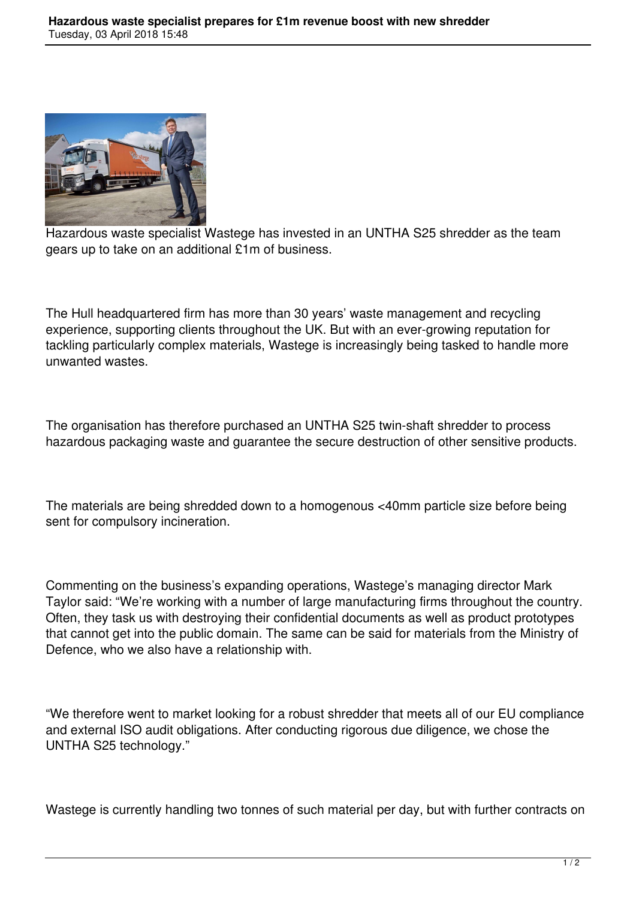# Hazardous waste specialist prepares for £1m revenue boost with new shredder

Tuesday, 03 April 2018 15:48

Hazardous waste specialist Wastege has invested in an UNTHA S25 shredder as the team gears up to take on an additional £1m of business.

The Hull headquartered firm has more than 30 years' waste management and recycling experience, supporting clients throughout the UK. But with an ever-growing reputation for tackling particularly complex materials, Wastege is increasingly being tasked to handle more unwanted wastes.

The organisation has therefore purchased an UNTHA S25 twin-shaft shredder to process hazardous packaging waste and guarantee the secure destruction of other sensitive products.

The materials are being shredded down to a homogenous <40mm particle size before being sent for compulsory incineration.

Commenting on the business's expanding operations, Wastege's managing director Mark Taylor said: "We're working with a number of large manufacturing firms throughout the country. Often, they task us with destroying their confidential documents as well as product prototypes that cannot get into the public domain. The same can be said for materials from the Ministry of Defence, who we also have a relationship with.

"We therefore went to market looking for a robust shredder that meets all of our EU compliance and external ISO audit obligations. After conducting rigorous due diligence, we chose the UNTHA S25 technology."

Wastege is currently handling two tonnes of such material per day, but with further contracts on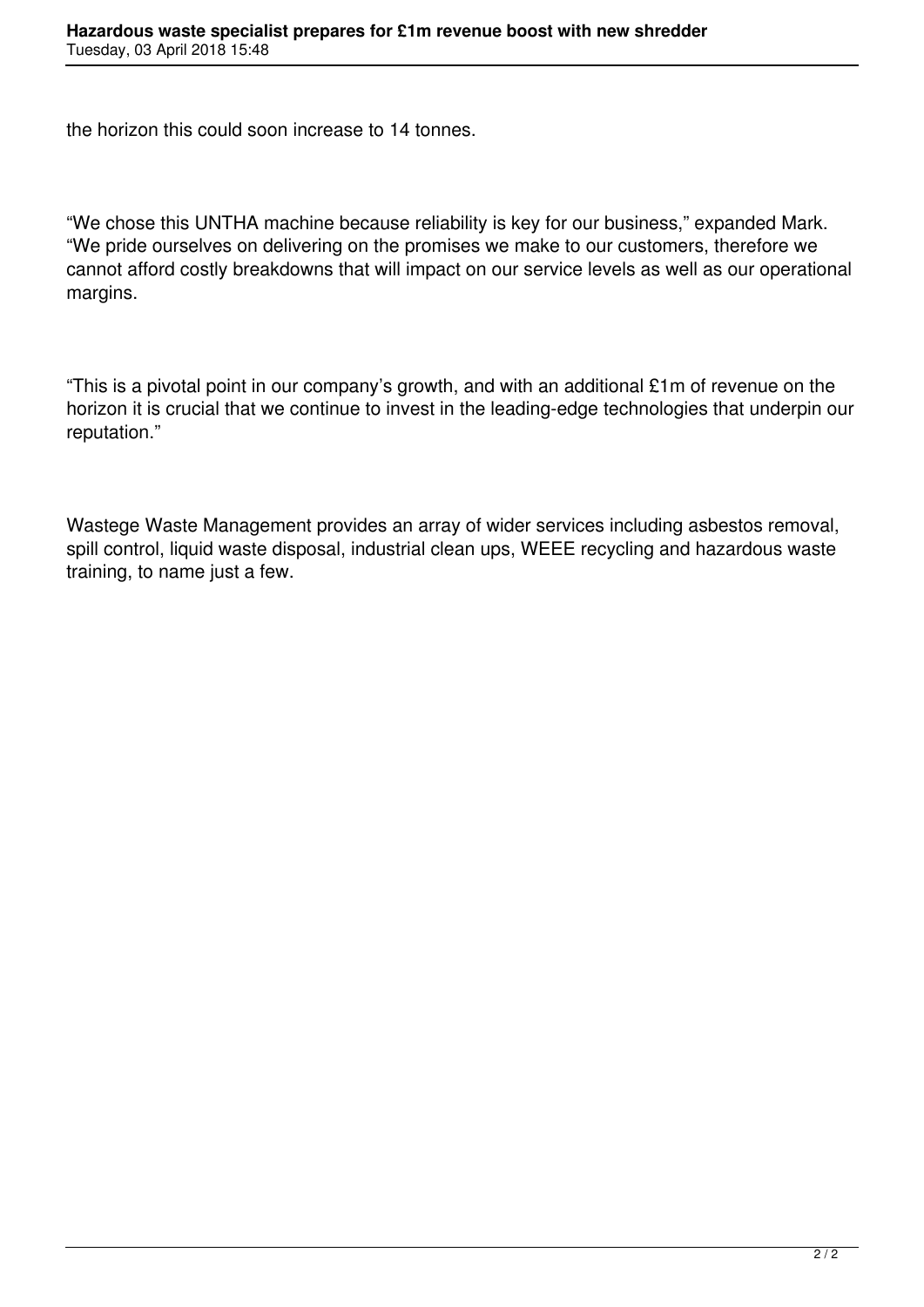the horizon this could soon increase to 14 tonnes.

“We chose this UNTHA machine because reliability is key for our business,” expanded Mark. “We pride ourselves on delivering on the promises we make to our customers, therefore we cannot afford costly breakdowns that will impact on our service levels as well as our operational margins.

“This is a pivotal point in our company’s growth, and with an additional £1m of revenue on the horizon it is crucial that we continue to invest in the leading-edge technologies that underpin our reputation.”

Wastege Waste Management provides an array of wider services including asbestos removal, spill control, liquid waste disposal, industrial clean ups, WEEE recycling and hazardous waste training, to name just a few.